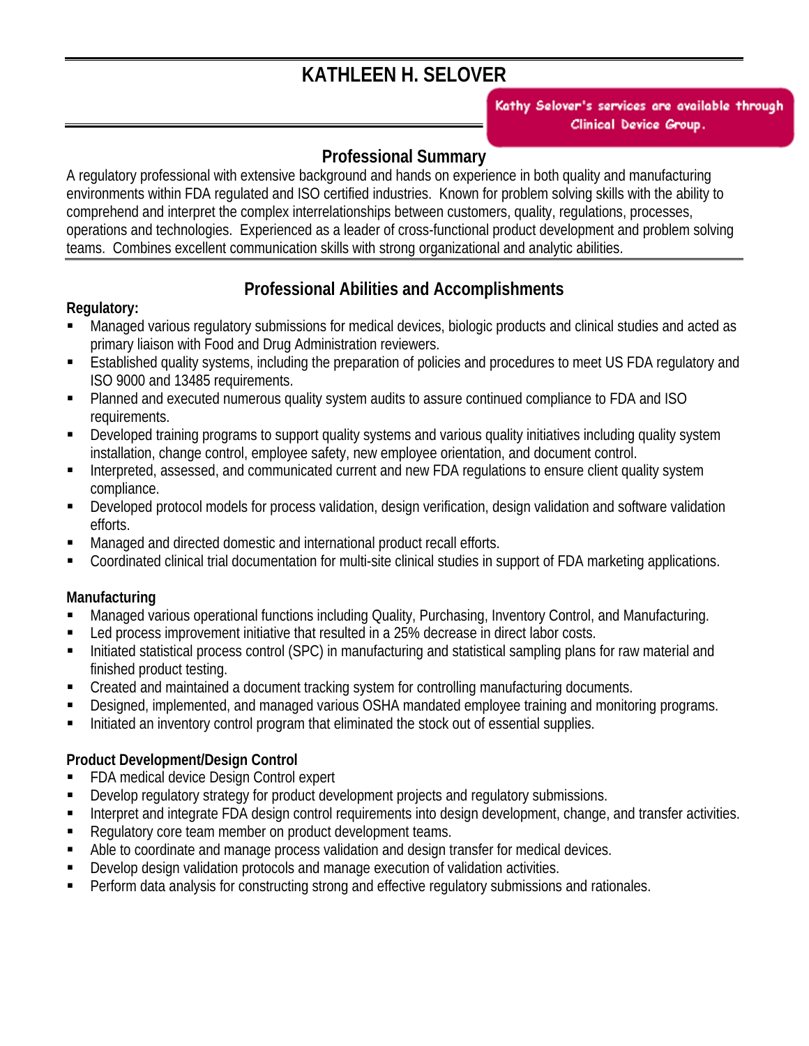# KATHLEEN H. SELOVER

Kathy Selover's services are available through Clinical Device Group.

## Professional Summary

A regulatory professional with extensive background and hands on experience in both quality and manufacturing environments within FDA regulated and ISO certified industries. Known for problem solving skills with the ability to comprehend and interpret the complex interrelationships between customers, quality, regulations, processes, operations and technologies. Experienced as a leader of cross-functional product development and problem solving teams. Combines excellent communication skills with strong organizational and analytic abilities.

## Professional Abilities and Accomplishments

**Regulatory:**

- Managed various regulatory submissions for medical devices, biologic products and clinical studies and acted as primary liaison with Food and Drug Administration reviewers.
- Established quality systems, including the preparation of policies and procedures to meet US FDA regulatory and ISO 9000 and 13485 requirements.
- Planned and executed numerous quality system audits to assure continued compliance to FDA and ISO requirements.
- Developed training programs to support quality systems and various quality initiatives including quality system installation, change control, employee safety, new employee orientation, and document control.
- Interpreted, assessed, and communicated current and new FDA regulations to ensure client quality system compliance.
- Developed protocol models for process validation, design verification, design validation and software validation efforts.
- Managed and directed domestic and international product recall efforts.
- Coordinated clinical trial documentation for multi-site clinical studies in support of FDA marketing applications.

**Manufacturing**

- Managed various operational functions including Quality, Purchasing, Inventory Control, and Manufacturing.
- Led process improvement initiative that resulted in a 25% decrease in direct labor costs.
- Initiated statistical process control (SPC) in manufacturing and statistical sampling plans for raw material and finished product testing.
- Created and maintained a document tracking system for controlling manufacturing documents.
- Designed, implemented, and managed various OSHA mandated employee training and monitoring programs.
- Initiated an inventory control program that eliminated the stock out of essential supplies.

**Product Development/Design Control**

- FDA medical device Design Control expert
- Develop regulatory strategy for product development projects and regulatory submissions.
- Interpret and integrate FDA design control requirements into design development, change, and transfer activities.
- Regulatory core team member on product development teams.
- Able to coordinate and manage process validation and design transfer for medical devices.
- Develop design validation protocols and manage execution of validation activities.
- Perform data analysis for constructing strong and effective regulatory submissions and rationales.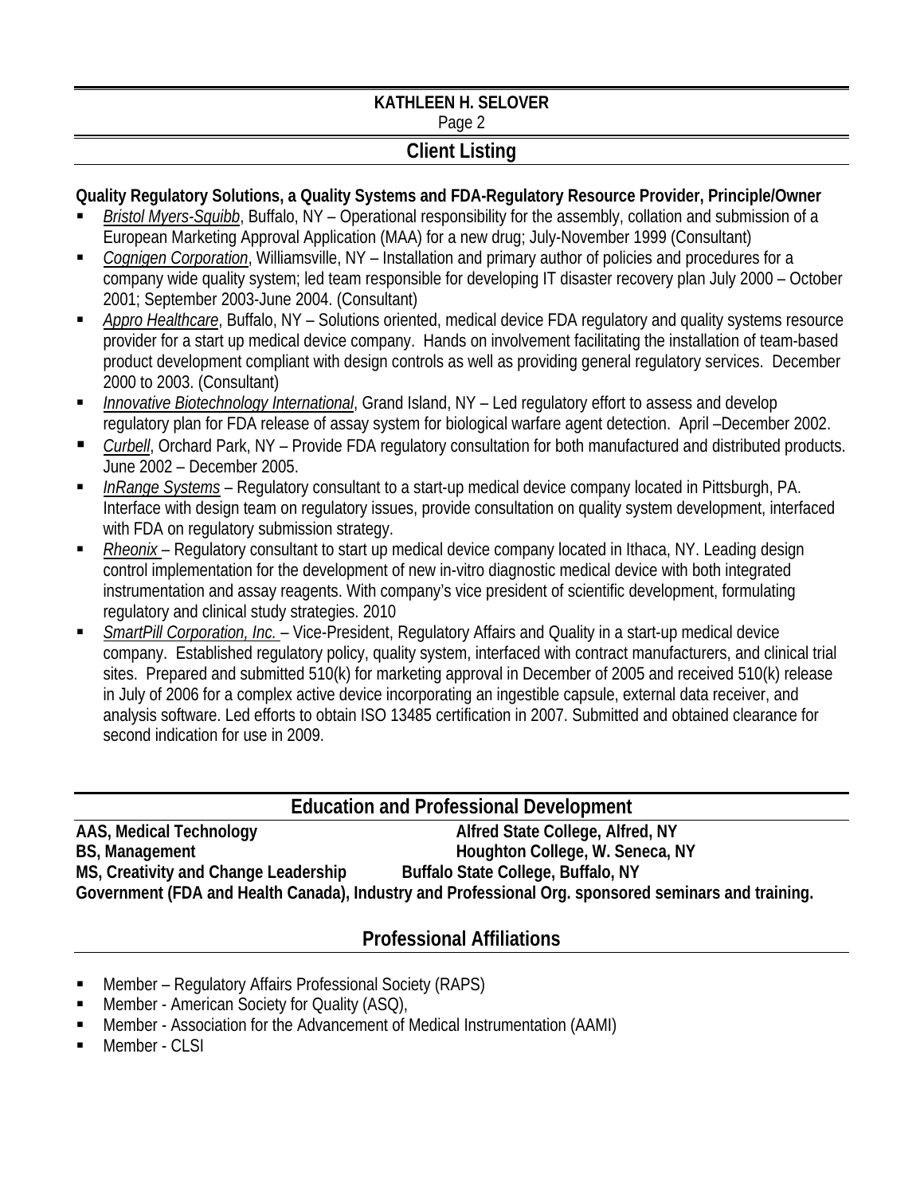## Client Listing

**Quality Regulatory Solutions, a Quality Systems and FDA-Regulatory Resource Provider, Principle/Owner**

- *Bristol Myers-Squibb*, Buffalo, NY – Operational responsibility for the assembly, collation and submission of a European Marketing Approval Application (MAA) for a new drug; July-November 1999 (Consultant)
- *Cognigen Corporation*, Williamsville, NY – Installation and primary author of policies and procedures for a company wide quality system; led team responsible for developing IT disaster recovery plan July 2000 – October 2001; September 2003-June 2004. (Consultant)
- *Appro Healthcare*, Buffalo, NY – Solutions oriented, medical device FDA regulatory and quality systems resource provider for a start up medical device company. Hands on involvement facilitating the installation of team-based product development compliant with design controls as well as providing general regulatory services. December 2000 to 2003. (Consultant)
- *Innovative Biotechnology International*, Grand Island, NY – Led regulatory effort to assess and develop regulatory plan for FDA release of assay system for biological warfare agent detection. April –December 2002.
- *Curbell*, Orchard Park, NY – Provide FDA regulatory consultation for both manufactured and distributed products. June 2002 – December 2005.
- *InRange Systems* – Regulatory consultant to a start-up medical device company located in Pittsburgh, PA. Interface with design team on regulatory issues, provide consultation on quality system development, interfaced with FDA on regulatory submission strategy.
- *Rheonix* – Regulatory consultant to start up medical device company located in Ithaca, NY. Leading design control implementation for the development of new in-vitro diagnostic medical device with both integrated instrumentation and assay reagents. With company's vice president of scientific development, formulating regulatory and clinical study strategies. 2010
- *SmartPill Corporation, Inc.* – Vice-President, Regulatory Affairs and Quality in a start-up medical device company. Established regulatory policy, quality system, interfaced with contract manufacturers, and clinical trial sites. Prepared and submitted 510(k) for marketing approval in December of 2005 and received 510(k) release in July of 2006 for a complex active device incorporating an ingestible capsule, external data receiver, and analysis software. Led efforts to obtain ISO 13485 certification in 2007. Submitted and obtained clearance for second indication for use in 2009.

## Education and Professional Development

**AAS, Medical Technology** — **Alfred State College, Alfred, NY**
**BS, Management** — **Houghton College, W. Seneca, NY**
**MS, Creativity and Change Leadership** — **Buffalo State College, Buffalo, NY**
**Government (FDA and Health Canada), Industry and Professional Org. sponsored seminars and training.**

## Professional Affiliations

- Member – Regulatory Affairs Professional Society (RAPS)
- Member - American Society for Quality (ASQ),
- Member - Association for the Advancement of Medical Instrumentation (AAMI)
- Member - CLSI